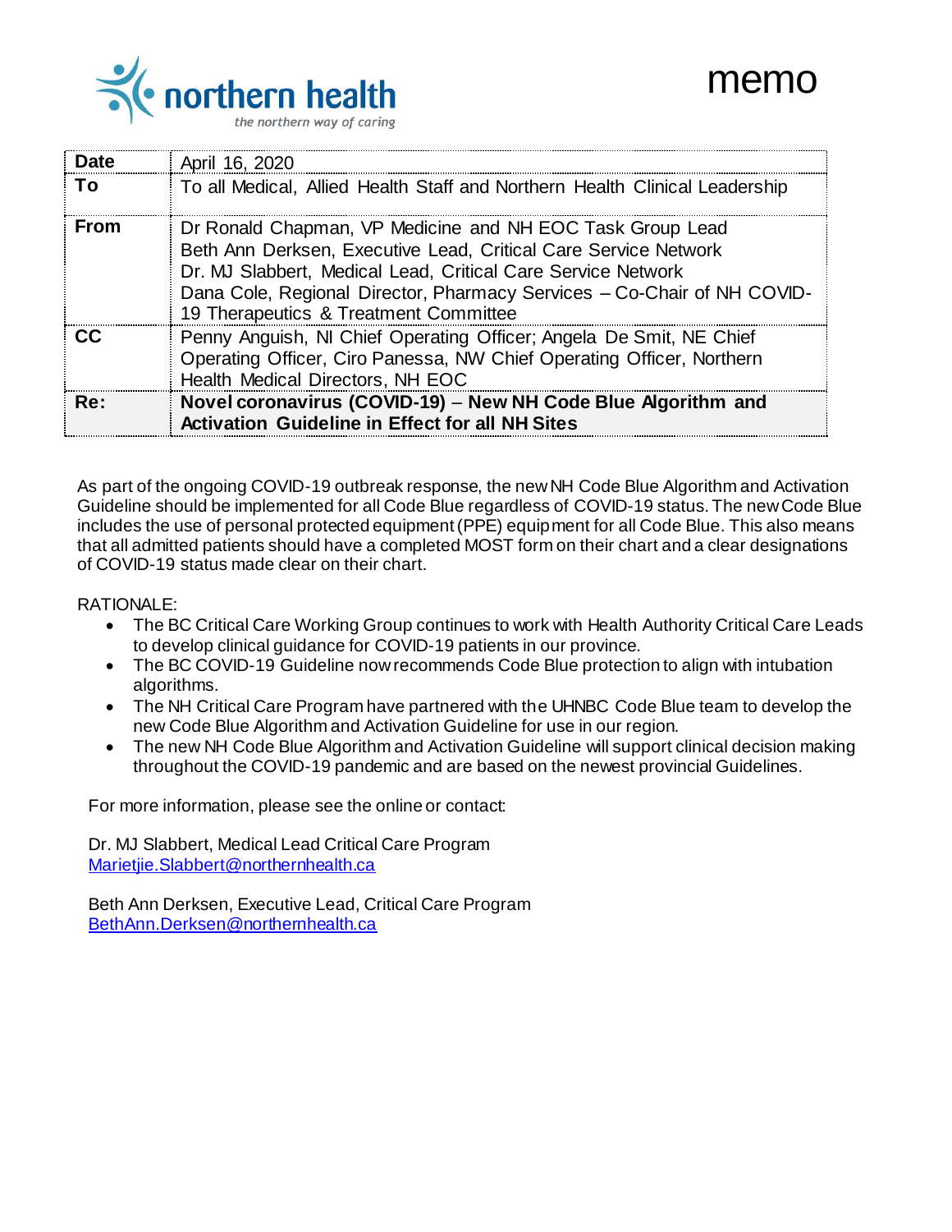northern health
*the northern way of caring*

# memo

| | |
|---|---|
| **Date** | April 16, 2020 |
| **To** | To all Medical, Allied Health Staff and Northern Health Clinical Leadership |
| **From** | Dr Ronald Chapman, VP Medicine and NH EOC Task Group Lead<br>Beth Ann Derksen, Executive Lead, Critical Care Service Network<br>Dr. MJ Slabbert, Medical Lead, Critical Care Service Network<br>Dana Cole, Regional Director, Pharmacy Services – Co-Chair of NH COVID-19 Therapeutics & Treatment Committee |
| **CC** | Penny Anguish, NI Chief Operating Officer; Angela De Smit, NE Chief Operating Officer, Ciro Panessa, NW Chief Operating Officer, Northern Health Medical Directors, NH EOC |
| **Re:** | **Novel coronavirus (COVID-19) – New NH Code Blue Algorithm and Activation Guideline in Effect for all NH Sites** |

As part of the ongoing COVID-19 outbreak response, the new NH Code Blue Algorithm and Activation Guideline should be implemented for all Code Blue regardless of COVID-19 status. The new Code Blue includes the use of personal protected equipment (PPE) equipment for all Code Blue. This also means that all admitted patients should have a completed MOST form on their chart and a clear designations of COVID-19 status made clear on their chart.

RATIONALE:

- The BC Critical Care Working Group continues to work with Health Authority Critical Care Leads to develop clinical guidance for COVID-19 patients in our province.
- The BC COVID-19 Guideline now recommends Code Blue protection to align with intubation algorithms.
- The NH Critical Care Program have partnered with the UHNBC Code Blue team to develop the new Code Blue Algorithm and Activation Guideline for use in our region.
- The new NH Code Blue Algorithm and Activation Guideline will support clinical decision making throughout the COVID-19 pandemic and are based on the newest provincial Guidelines.

For more information, please see the online or contact:

Dr. MJ Slabbert, Medical Lead Critical Care Program
Marietjie.Slabbert@northernhealth.ca

Beth Ann Derksen, Executive Lead, Critical Care Program
BethAnn.Derksen@northernhealth.ca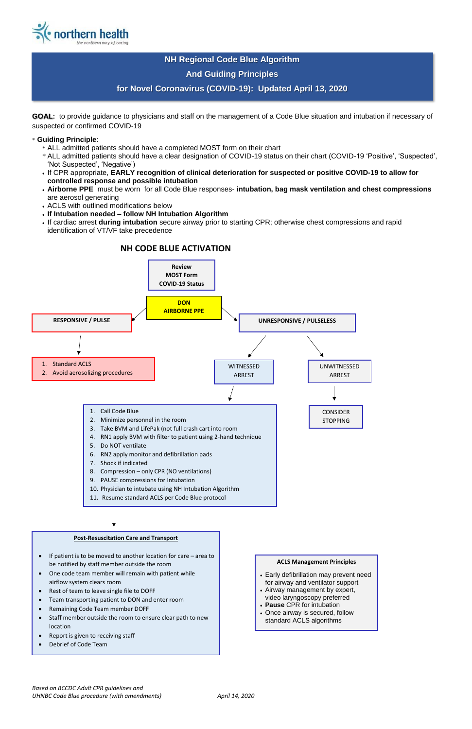northern health
*the northern way of caring*

# NH Regional Code Blue Algorithm And Guiding Principles for Novel Coronavirus (COVID-19): Updated April 13, 2020

**GOAL:** to provide guidance to physicians and staff on the management of a Code Blue situation and intubation if necessary of suspected or confirmed COVID-19

* **Guiding Principle**:
  * ALL admitted patients should have a completed MOST form on their chart
  * ALL admitted patients should have a clear designation of COVID-19 status on their chart (COVID-19 'Positive', 'Suspected', 'Not Suspected', 'Negative')
  - If CPR appropriate, **EARLY recognition of clinical deterioration for suspected or positive COVID-19 to allow for controlled response and possible intubation**
  - **Airborne PPE** must be worn for all Code Blue responses- **intubation, bag mask ventilation and chest compressions** are aerosol generating
  - ACLS with outlined modifications below
  - **If Intubation needed – follow NH Intubation Algorithm**
  - If cardiac arrest **during intubation** secure airway prior to starting CPR; otherwise chest compressions and rapid identification of VT/VF take precedence

## NH CODE BLUE ACTIVATION

**Review MOST Form COVID-19 Status**

**DON AIRBORNE PPE**

**RESPONSIVE / PULSE**

1. Standard ACLS
2. Avoid aerosolizing procedures

**UNRESPONSIVE / PULSELESS**

WITNESSED ARREST

1. Call Code Blue
2. Minimize personnel in the room
3. Take BVM and LifePak (not full crash cart into room
4. RN1 apply BVM with filter to patient using 2-hand technique
5. Do NOT ventilate
6. RN2 apply monitor and defibrillation pads
7. Shock if indicated
8. Compression – only CPR (NO ventilations)
9. PAUSE compressions for Intubation
10. Physician to intubate using NH Intubation Algorithm
11. Resume standard ACLS per Code Blue protocol

UNWITNESSED ARREST

CONSIDER STOPPING

**Post-Resuscitation Care and Transport**

- If patient is to be moved to another location for care – area to be notified by staff member outside the room
- One code team member will remain with patient while airflow system clears room
- Rest of team to leave single file to DOFF
- Team transporting patient to DON and enter room
- Remaining Code Team member DOFF
- Staff member outside the room to ensure clear path to new location
- Report is given to receiving staff
- Debrief of Code Team

**ACLS Management Principles**

- Early defibrillation may prevent need for airway and ventilator support
- Airway management by expert, video laryngoscopy preferred
- **Pause** CPR for intubation
- Once airway is secured, follow standard ACLS algorithms

*Based on BCCDC Adult CPR guidelines and UHNBC Code Blue procedure (with amendments)*

*April 14, 2020*